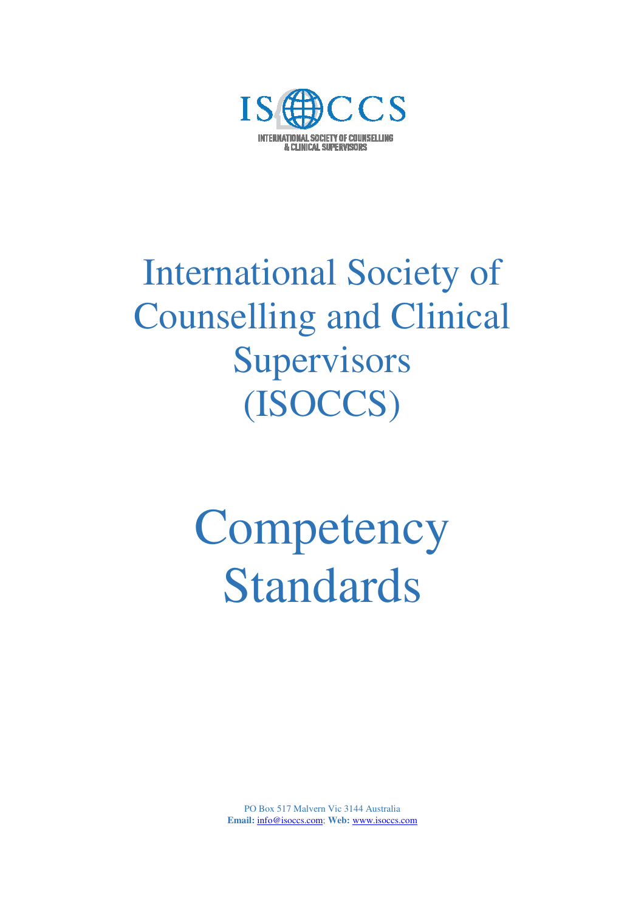ISOCCS

INTERNATIONAL SOCIETY OF COUNSELLING & CLINICAL SUPERVISORS

# International Society of Counselling and Clinical Supervisors (ISOCCS)

# Competency Standards

PO Box 517 Malvern Vic 3144 Australia
**Email:** info@isoccs.com; **Web:** www.isoccs.com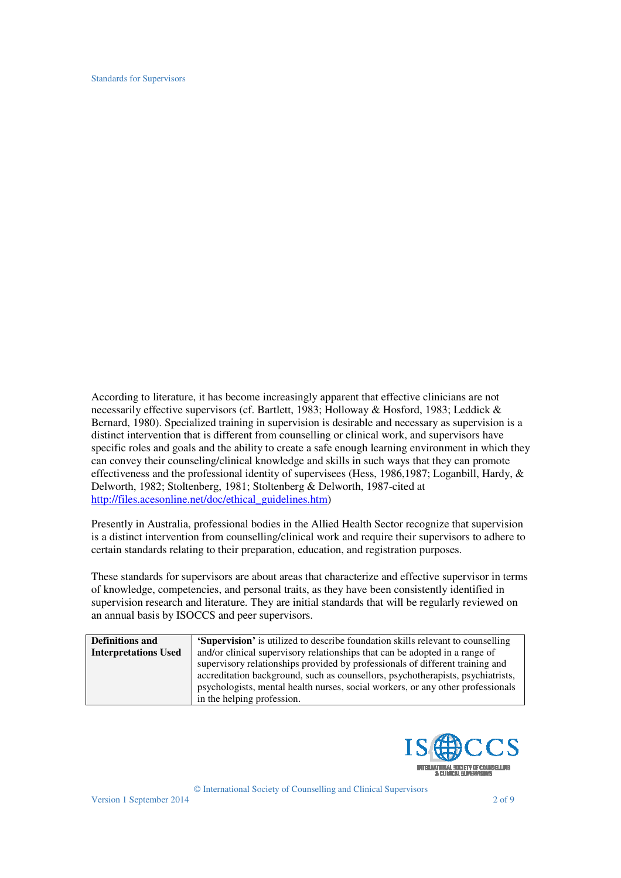According to literature, it has become increasingly apparent that effective clinicians are not necessarily effective supervisors (cf. Bartlett, 1983; Holloway & Hosford, 1983; Leddick & Bernard, 1980). Specialized training in supervision is desirable and necessary as supervision is a distinct intervention that is different from counselling or clinical work, and supervisors have specific roles and goals and the ability to create a safe enough learning environment in which they can convey their counseling/clinical knowledge and skills in such ways that they can promote effectiveness and the professional identity of supervisees (Hess, 1986,1987; Loganbill, Hardy, & Delworth, 1982; Stoltenberg, 1981; Stoltenberg & Delworth, 1987-cited at http://files.acesonline.net/doc/ethical_guidelines.htm)

Presently in Australia, professional bodies in the Allied Health Sector recognize that supervision is a distinct intervention from counselling/clinical work and require their supervisors to adhere to certain standards relating to their preparation, education, and registration purposes.

These standards for supervisors are about areas that characterize and effective supervisor in terms of knowledge, competencies, and personal traits, as they have been consistently identified in supervision research and literature. They are initial standards that will be regularly reviewed on an annual basis by ISOCCS and peer supervisors.

| **Definitions and Interpretations Used** | **'Supervision'** is utilized to describe foundation skills relevant to counselling and/or clinical supervisory relationships that can be adopted in a range of supervisory relationships provided by professionals of different training and accreditation background, such as counsellors, psychotherapists, psychiatrists, psychologists, mental health nurses, social workers, or any other professionals in the helping profession. |
|---|---|

© International Society of Counselling and Clinical Supervisors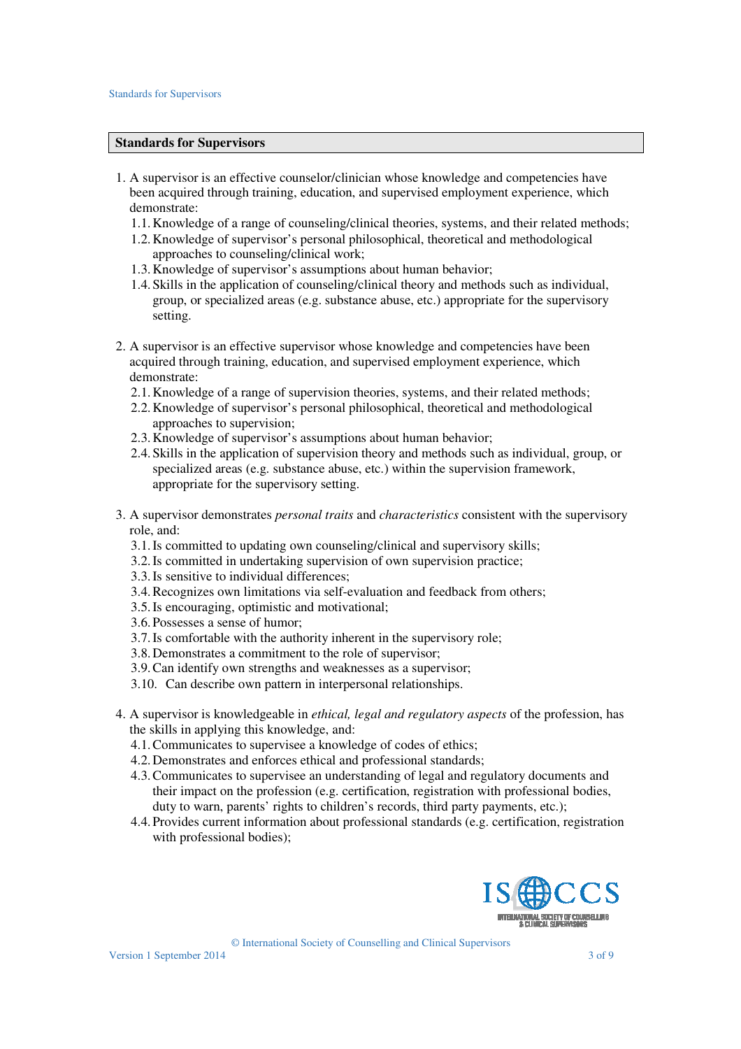## Standards for Supervisors

1. A supervisor is an effective counselor/clinician whose knowledge and competencies have been acquired through training, education, and supervised employment experience, which demonstrate:
   1.1. Knowledge of a range of counseling/clinical theories, systems, and their related methods;
   1.2. Knowledge of supervisor's personal philosophical, theoretical and methodological approaches to counseling/clinical work;
   1.3. Knowledge of supervisor's assumptions about human behavior;
   1.4. Skills in the application of counseling/clinical theory and methods such as individual, group, or specialized areas (e.g. substance abuse, etc.) appropriate for the supervisory setting.

2. A supervisor is an effective supervisor whose knowledge and competencies have been acquired through training, education, and supervised employment experience, which demonstrate:
   2.1. Knowledge of a range of supervision theories, systems, and their related methods;
   2.2. Knowledge of supervisor's personal philosophical, theoretical and methodological approaches to supervision;
   2.3. Knowledge of supervisor's assumptions about human behavior;
   2.4. Skills in the application of supervision theory and methods such as individual, group, or specialized areas (e.g. substance abuse, etc.) within the supervision framework, appropriate for the supervisory setting.

3. A supervisor demonstrates *personal traits* and *characteristics* consistent with the supervisory role, and:
   3.1. Is committed to updating own counseling/clinical and supervisory skills;
   3.2. Is committed in undertaking supervision of own supervision practice;
   3.3. Is sensitive to individual differences;
   3.4. Recognizes own limitations via self-evaluation and feedback from others;
   3.5. Is encouraging, optimistic and motivational;
   3.6. Possesses a sense of humor;
   3.7. Is comfortable with the authority inherent in the supervisory role;
   3.8. Demonstrates a commitment to the role of supervisor;
   3.9. Can identify own strengths and weaknesses as a supervisor;
   3.10. Can describe own pattern in interpersonal relationships.

4. A supervisor is knowledgeable in *ethical, legal and regulatory aspects* of the profession, has the skills in applying this knowledge, and:
   4.1. Communicates to supervisee a knowledge of codes of ethics;
   4.2. Demonstrates and enforces ethical and professional standards;
   4.3. Communicates to supervisee an understanding of legal and regulatory documents and their impact on the profession (e.g. certification, registration with professional bodies, duty to warn, parents' rights to children's records, third party payments, etc.);
   4.4. Provides current information about professional standards (e.g. certification, registration with professional bodies);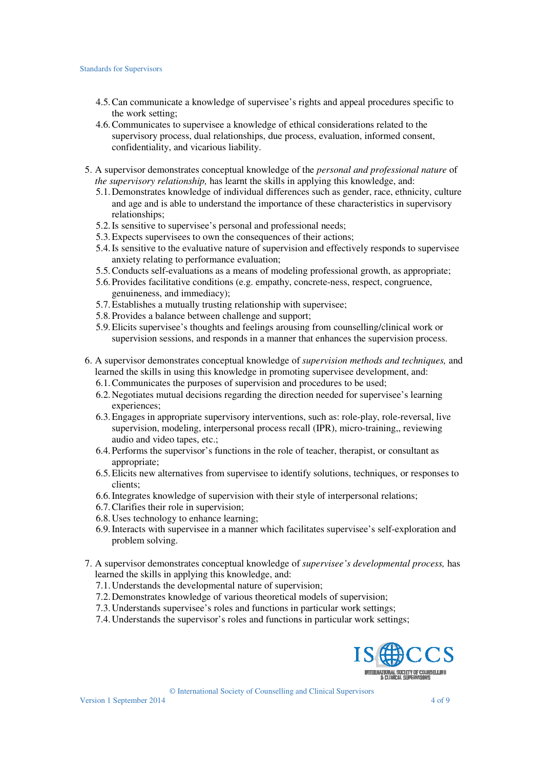- 4.5. Can communicate a knowledge of supervisee's rights and appeal procedures specific to the work setting;
   - 4.6. Communicates to supervisee a knowledge of ethical considerations related to the supervisory process, dual relationships, due process, evaluation, informed consent, confidentiality, and vicarious liability.

5. A supervisor demonstrates conceptual knowledge of the *personal and professional nature* of *the supervisory relationship,* has learnt the skills in applying this knowledge, and:
   - 5.1. Demonstrates knowledge of individual differences such as gender, race, ethnicity, culture and age and is able to understand the importance of these characteristics in supervisory relationships;
   - 5.2. Is sensitive to supervisee's personal and professional needs;
   - 5.3. Expects supervisees to own the consequences of their actions;
   - 5.4. Is sensitive to the evaluative nature of supervision and effectively responds to supervisee anxiety relating to performance evaluation;
   - 5.5. Conducts self-evaluations as a means of modeling professional growth, as appropriate;
   - 5.6. Provides facilitative conditions (e.g. empathy, concrete-ness, respect, congruence, genuineness, and immediacy);
   - 5.7. Establishes a mutually trusting relationship with supervisee;
   - 5.8. Provides a balance between challenge and support;
   - 5.9. Elicits supervisee's thoughts and feelings arousing from counselling/clinical work or supervision sessions, and responds in a manner that enhances the supervision process.

6. A supervisor demonstrates conceptual knowledge of *supervision methods and techniques,* and learned the skills in using this knowledge in promoting supervisee development, and:
   - 6.1. Communicates the purposes of supervision and procedures to be used;
   - 6.2. Negotiates mutual decisions regarding the direction needed for supervisee's learning experiences;
   - 6.3. Engages in appropriate supervisory interventions, such as: role-play, role-reversal, live supervision, modeling, interpersonal process recall (IPR), micro-training,, reviewing audio and video tapes, etc.;
   - 6.4. Performs the supervisor's functions in the role of teacher, therapist, or consultant as appropriate;
   - 6.5. Elicits new alternatives from supervisee to identify solutions, techniques, or responses to clients;
   - 6.6. Integrates knowledge of supervision with their style of interpersonal relations;
   - 6.7. Clarifies their role in supervision;
   - 6.8. Uses technology to enhance learning;
   - 6.9. Interacts with supervisee in a manner which facilitates supervisee's self-exploration and problem solving.

7. A supervisor demonstrates conceptual knowledge of *supervisee's developmental process,* has learned the skills in applying this knowledge, and:
   - 7.1. Understands the developmental nature of supervision;
   - 7.2. Demonstrates knowledge of various theoretical models of supervision;
   - 7.3. Understands supervisee's roles and functions in particular work settings;
   - 7.4. Understands the supervisor's roles and functions in particular work settings;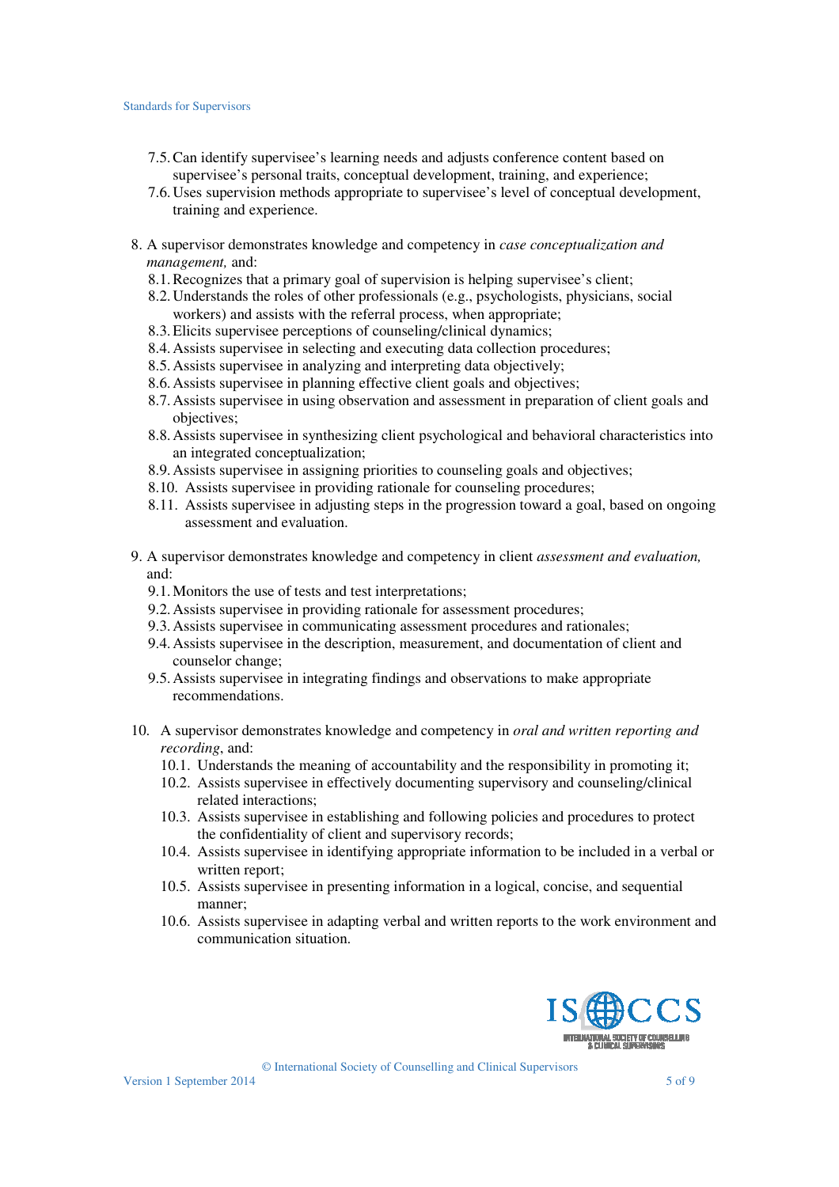7.5. Can identify supervisee's learning needs and adjusts conference content based on supervisee's personal traits, conceptual development, training, and experience;
7.6. Uses supervision methods appropriate to supervisee's level of conceptual development, training and experience.

8. A supervisor demonstrates knowledge and competency in *case conceptualization and management,* and:
   8.1. Recognizes that a primary goal of supervision is helping supervisee's client;
   8.2. Understands the roles of other professionals (e.g., psychologists, physicians, social workers) and assists with the referral process, when appropriate;
   8.3. Elicits supervisee perceptions of counseling/clinical dynamics;
   8.4. Assists supervisee in selecting and executing data collection procedures;
   8.5. Assists supervisee in analyzing and interpreting data objectively;
   8.6. Assists supervisee in planning effective client goals and objectives;
   8.7. Assists supervisee in using observation and assessment in preparation of client goals and objectives;
   8.8. Assists supervisee in synthesizing client psychological and behavioral characteristics into an integrated conceptualization;
   8.9. Assists supervisee in assigning priorities to counseling goals and objectives;
   8.10. Assists supervisee in providing rationale for counseling procedures;
   8.11. Assists supervisee in adjusting steps in the progression toward a goal, based on ongoing assessment and evaluation.

9. A supervisor demonstrates knowledge and competency in client *assessment and evaluation,* and:
   9.1. Monitors the use of tests and test interpretations;
   9.2. Assists supervisee in providing rationale for assessment procedures;
   9.3. Assists supervisee in communicating assessment procedures and rationales;
   9.4. Assists supervisee in the description, measurement, and documentation of client and counselor change;
   9.5. Assists supervisee in integrating findings and observations to make appropriate recommendations.

10. A supervisor demonstrates knowledge and competency in *oral and written reporting and recording*, and:
    10.1. Understands the meaning of accountability and the responsibility in promoting it;
    10.2. Assists supervisee in effectively documenting supervisory and counseling/clinical related interactions;
    10.3. Assists supervisee in establishing and following policies and procedures to protect the confidentiality of client and supervisory records;
    10.4. Assists supervisee in identifying appropriate information to be included in a verbal or written report;
    10.5. Assists supervisee in presenting information in a logical, concise, and sequential manner;
    10.6. Assists supervisee in adapting verbal and written reports to the work environment and communication situation.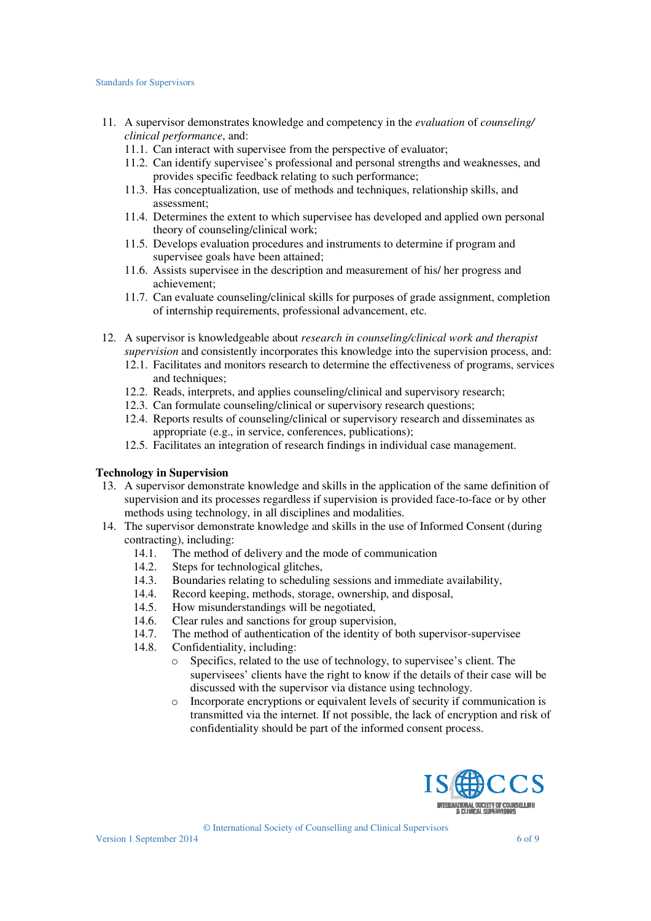11. A supervisor demonstrates knowledge and competency in the *evaluation* of *counseling/ clinical performance*, and:
    - 11.1. Can interact with supervisee from the perspective of evaluator;
    - 11.2. Can identify supervisee's professional and personal strengths and weaknesses, and provides specific feedback relating to such performance;
    - 11.3. Has conceptualization, use of methods and techniques, relationship skills, and assessment;
    - 11.4. Determines the extent to which supervisee has developed and applied own personal theory of counseling/clinical work;
    - 11.5. Develops evaluation procedures and instruments to determine if program and supervisee goals have been attained;
    - 11.6. Assists supervisee in the description and measurement of his/ her progress and achievement;
    - 11.7. Can evaluate counseling/clinical skills for purposes of grade assignment, completion of internship requirements, professional advancement, etc.

12. A supervisor is knowledgeable about *research in counseling/clinical work and therapist supervision* and consistently incorporates this knowledge into the supervision process, and:
    - 12.1. Facilitates and monitors research to determine the effectiveness of programs, services and techniques;
    - 12.2. Reads, interprets, and applies counseling/clinical and supervisory research;
    - 12.3. Can formulate counseling/clinical or supervisory research questions;
    - 12.4. Reports results of counseling/clinical or supervisory research and disseminates as appropriate (e.g., in service, conferences, publications);
    - 12.5. Facilitates an integration of research findings in individual case management.

**Technology in Supervision**

13. A supervisor demonstrate knowledge and skills in the application of the same definition of supervision and its processes regardless if supervision is provided face-to-face or by other methods using technology, in all disciplines and modalities.
14. The supervisor demonstrate knowledge and skills in the use of Informed Consent (during contracting), including:
    - 14.1. The method of delivery and the mode of communication
    - 14.2. Steps for technological glitches,
    - 14.3. Boundaries relating to scheduling sessions and immediate availability,
    - 14.4. Record keeping, methods, storage, ownership, and disposal,
    - 14.5. How misunderstandings will be negotiated,
    - 14.6. Clear rules and sanctions for group supervision,
    - 14.7. The method of authentication of the identity of both supervisor-supervisee
    - 14.8. Confidentiality, including:
        - Specifics, related to the use of technology, to supervisee's client. The supervisees' clients have the right to know if the details of their case will be discussed with the supervisor via distance using technology.
        - Incorporate encryptions or equivalent levels of security if communication is transmitted via the internet. If not possible, the lack of encryption and risk of confidentiality should be part of the informed consent process.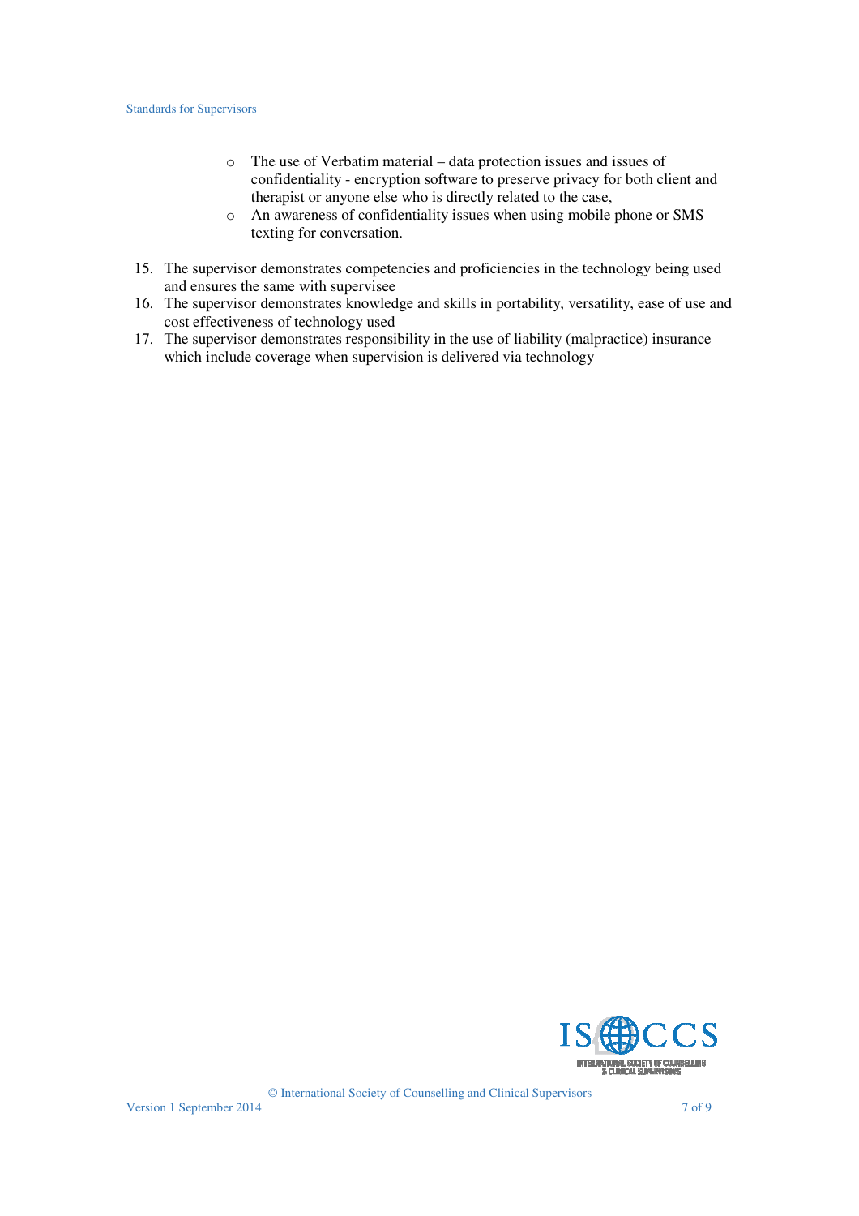- The use of Verbatim material – data protection issues and issues of confidentiality - encryption software to preserve privacy for both client and therapist or anyone else who is directly related to the case,
- An awareness of confidentiality issues when using mobile phone or SMS texting for conversation.

15. The supervisor demonstrates competencies and proficiencies in the technology being used and ensures the same with supervisee
16. The supervisor demonstrates knowledge and skills in portability, versatility, ease of use and cost effectiveness of technology used
17. The supervisor demonstrates responsibility in the use of liability (malpractice) insurance which include coverage when supervision is delivered via technology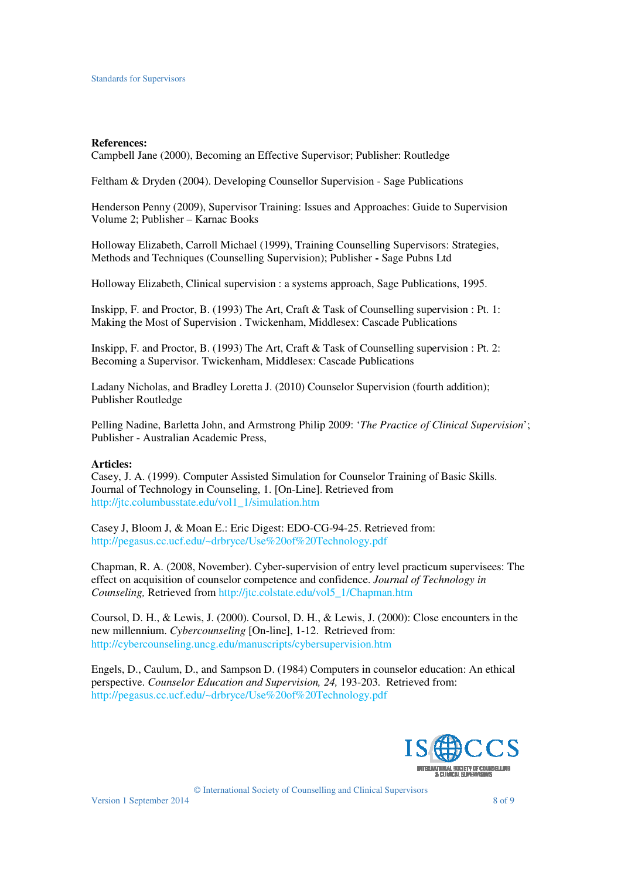**References:**

Campbell Jane (2000), Becoming an Effective Supervisor; Publisher: Routledge

Feltham & Dryden (2004). Developing Counsellor Supervision - Sage Publications

Henderson Penny (2009), Supervisor Training: Issues and Approaches: Guide to Supervision Volume 2; Publisher – Karnac Books

Holloway Elizabeth, Carroll Michael (1999), Training Counselling Supervisors: Strategies, Methods and Techniques (Counselling Supervision); Publisher - Sage Pubns Ltd

Holloway Elizabeth, Clinical supervision : a systems approach, Sage Publications, 1995.

Inskipp, F. and Proctor, B. (1993) The Art, Craft & Task of Counselling supervision : Pt. 1: Making the Most of Supervision . Twickenham, Middlesex: Cascade Publications

Inskipp, F. and Proctor, B. (1993) The Art, Craft & Task of Counselling supervision : Pt. 2: Becoming a Supervisor. Twickenham, Middlesex: Cascade Publications

Ladany Nicholas, and Bradley Loretta J. (2010) Counselor Supervision (fourth addition); Publisher Routledge

Pelling Nadine, Barletta John, and Armstrong Philip 2009: '*The Practice of Clinical Supervision*'; Publisher - Australian Academic Press,

**Articles:**

Casey, J. A. (1999). Computer Assisted Simulation for Counselor Training of Basic Skills. Journal of Technology in Counseling, 1. [On-Line]. Retrieved from http://jtc.columbusstate.edu/vol1_1/simulation.htm

Casey J, Bloom J, & Moan E.: Eric Digest: EDO-CG-94-25. Retrieved from: http://pegasus.cc.ucf.edu/~drbryce/Use%20of%20Technology.pdf

Chapman, R. A. (2008, November). Cyber-supervision of entry level practicum supervisees: The effect on acquisition of counselor competence and confidence. *Journal of Technology in Counseling,* Retrieved from http://jtc.colstate.edu/vol5_1/Chapman.htm

Coursol, D. H., & Lewis, J. (2000). Coursol, D. H., & Lewis, J. (2000): Close encounters in the new millennium. *Cybercounseling* [On-line], 1-12. Retrieved from: http://cybercounseling.uncg.edu/manuscripts/cybersupervision.htm

Engels, D., Caulum, D., and Sampson D. (1984) Computers in counselor education: An ethical perspective. *Counselor Education and Supervision, 24,* 193-203. Retrieved from: http://pegasus.cc.ucf.edu/~drbryce/Use%20of%20Technology.pdf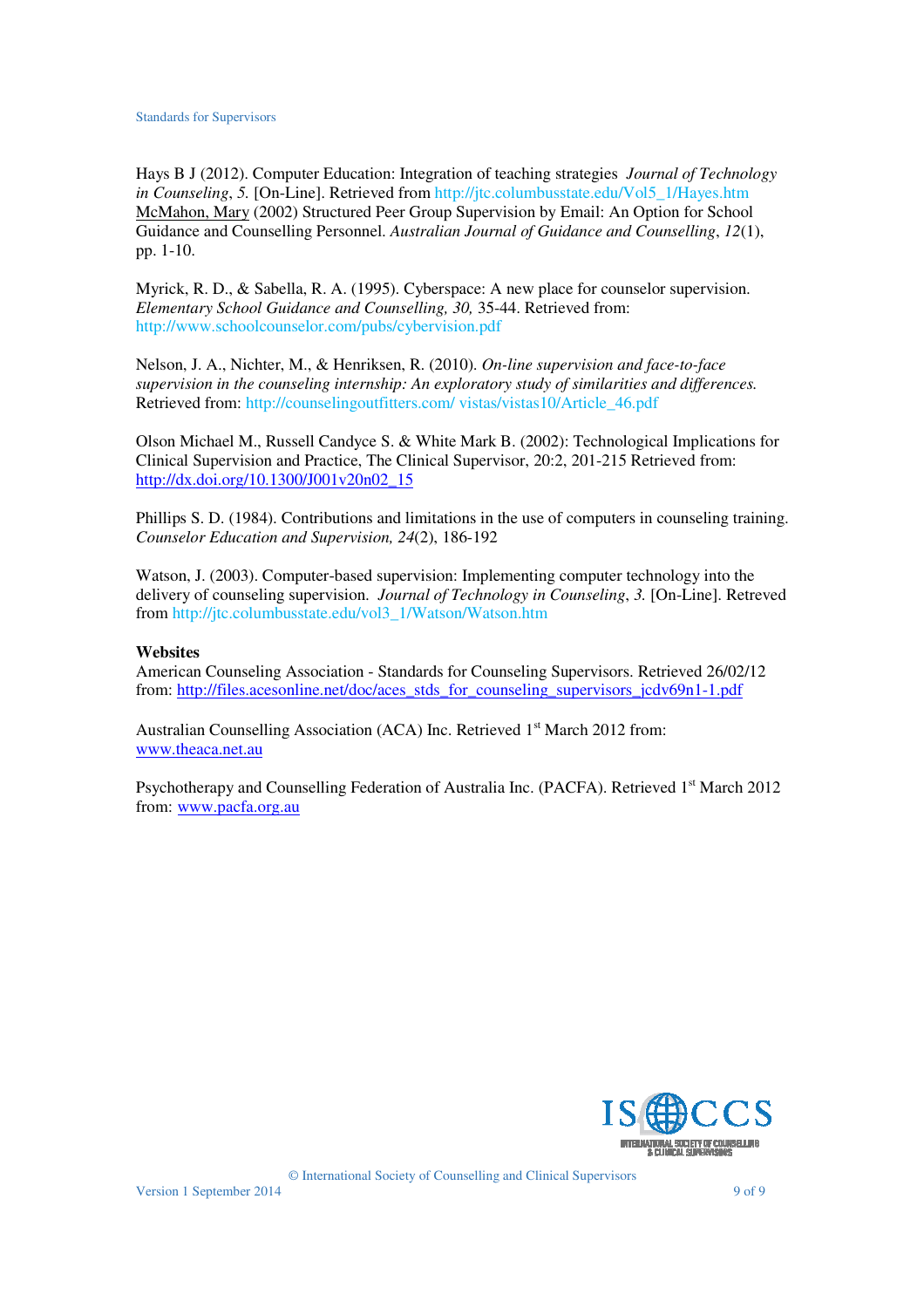Hays B J (2012). Computer Education: Integration of teaching strategies *Journal of Technology in Counseling*, *5.* [On-Line]. Retrieved from http://jtc.columbusstate.edu/Vol5_1/Hayes.htm
McMahon, Mary (2002) Structured Peer Group Supervision by Email: An Option for School Guidance and Counselling Personnel. *Australian Journal of Guidance and Counselling*, *12*(1), pp. 1-10.

Myrick, R. D., & Sabella, R. A. (1995). Cyberspace: A new place for counselor supervision. *Elementary School Guidance and Counselling, 30,* 35-44. Retrieved from: http://www.schoolcounselor.com/pubs/cybervision.pdf

Nelson, J. A., Nichter, M., & Henriksen, R. (2010). *On-line supervision and face-to-face supervision in the counseling internship: An exploratory study of similarities and differences.* Retrieved from: http://counselingoutfitters.com/ vistas/vistas10/Article_46.pdf

Olson Michael M., Russell Candyce S. & White Mark B. (2002): Technological Implications for Clinical Supervision and Practice, The Clinical Supervisor, 20:2, 201-215 Retrieved from: http://dx.doi.org/10.1300/J001v20n02_15

Phillips S. D. (1984). Contributions and limitations in the use of computers in counseling training. *Counselor Education and Supervision, 24*(2), 186-192

Watson, J. (2003). Computer-based supervision: Implementing computer technology into the delivery of counseling supervision. *Journal of Technology in Counseling*, *3.* [On-Line]. Retreved from http://jtc.columbusstate.edu/vol3_1/Watson/Watson.htm

**Websites**
American Counseling Association - Standards for Counseling Supervisors. Retrieved 26/02/12 from: http://files.acesonline.net/doc/aces_stds_for_counseling_supervisors_jcdv69n1-1.pdf

Australian Counselling Association (ACA) Inc. Retrieved 1st March 2012 from: www.theaca.net.au

Psychotherapy and Counselling Federation of Australia Inc. (PACFA). Retrieved 1st March 2012 from: www.pacfa.org.au